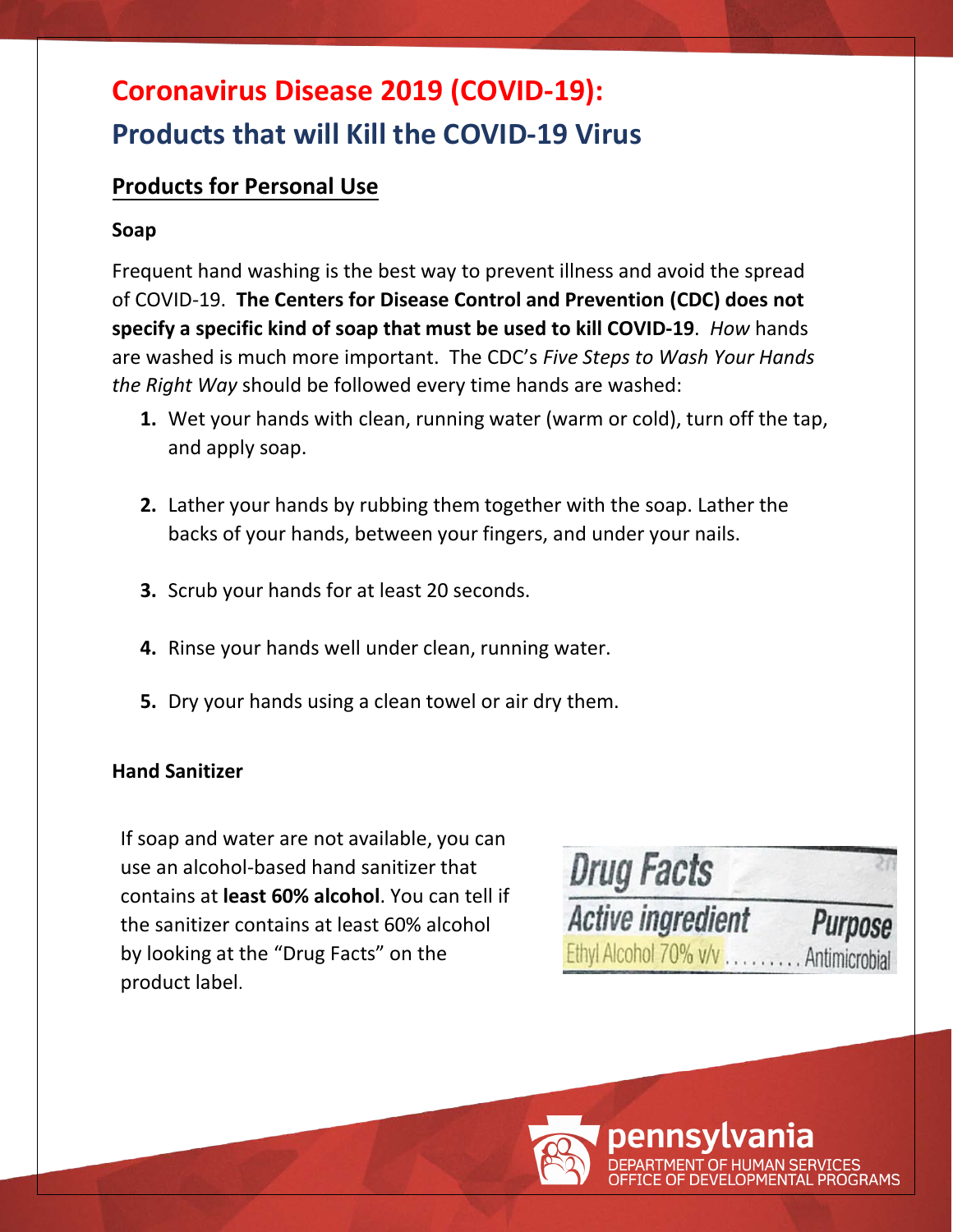# Coronavirus Disease 2019 (COVID-19):

# Products that will Kill the COVID-19 Virus

## Products for Personal Use

### Soap

Frequent hand washing is the best way to prevent illness and avoid the spread of COVID-19. **The Centers for Disease Control and Prevention (CDC) does not specify a specific kind of soap that must be used to kill COVID-19**. *How* hands are washed is much more important. The CDC's *Five Steps to Wash Your Hands the Right Way* should be followed every time hands are washed:

1. Wet your hands with clean, running water (warm or cold), turn off the tap, and apply soap.
2. Lather your hands by rubbing them together with the soap. Lather the backs of your hands, between your fingers, and under your nails.
3. Scrub your hands for at least 20 seconds.
4. Rinse your hands well under clean, running water.
5. Dry your hands using a clean towel or air dry them.

### Hand Sanitizer

If soap and water are not available, you can use an alcohol-based hand sanitizer that contains at **least 60% alcohol**. You can tell if the sanitizer contains at least 60% alcohol by looking at the "Drug Facts" on the product label.

**Drug Facts**

| Active ingredient | Purpose |
| --- | --- |
| Ethyl Alcohol 70% v/v | Antimicrobial |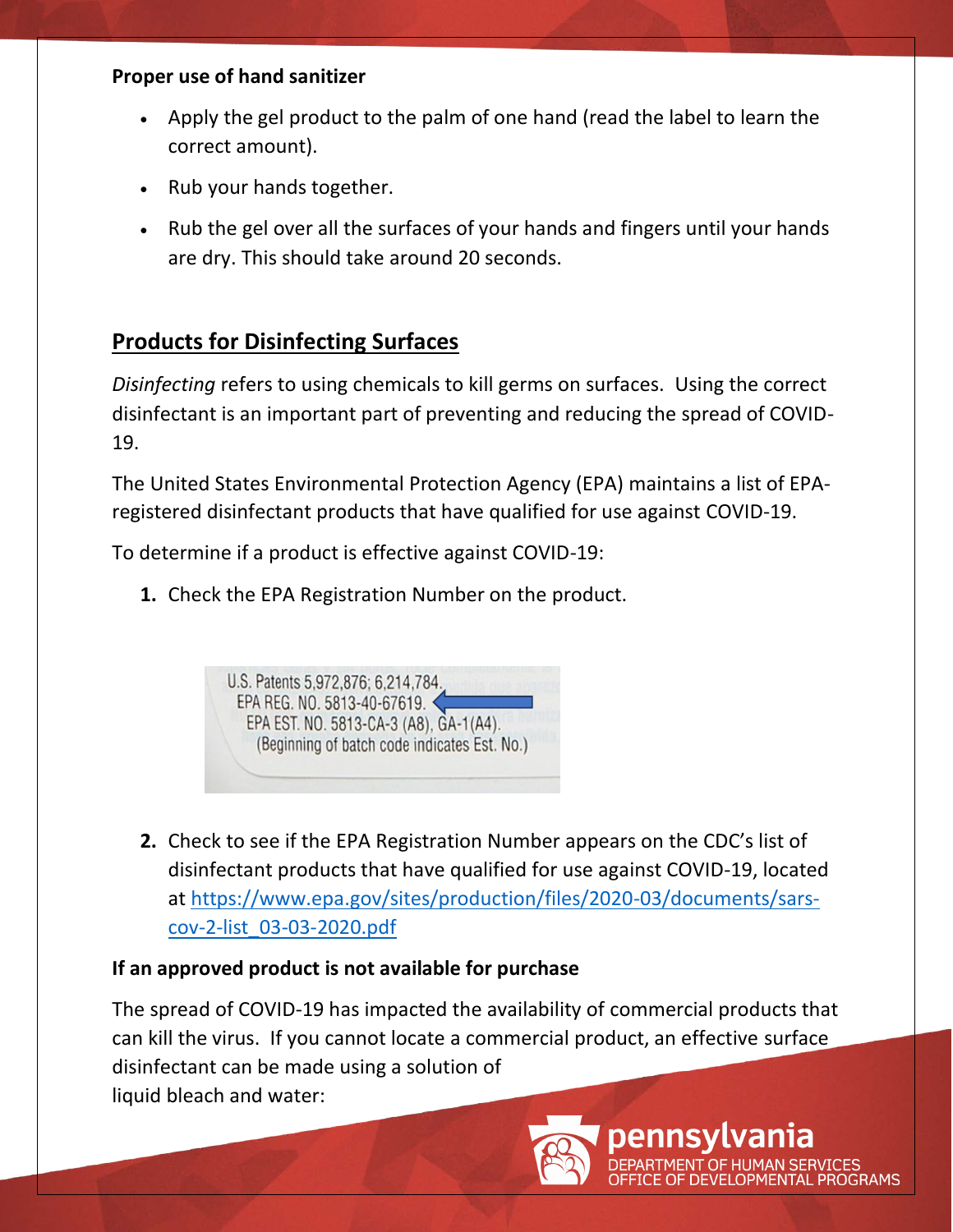**Proper use of hand sanitizer**

- Apply the gel product to the palm of one hand (read the label to learn the correct amount).
- Rub your hands together.
- Rub the gel over all the surfaces of your hands and fingers until your hands are dry. This should take around 20 seconds.

## Products for Disinfecting Surfaces

*Disinfecting* refers to using chemicals to kill germs on surfaces. Using the correct disinfectant is an important part of preventing and reducing the spread of COVID-19.

The United States Environmental Protection Agency (EPA) maintains a list of EPA-registered disinfectant products that have qualified for use against COVID-19.

To determine if a product is effective against COVID-19:

1. Check the EPA Registration Number on the product.

U.S. Patents 5,972,876; 6,214,784.
EPA REG. NO. 5813-40-67619.
EPA EST. NO. 5813-CA-3 (A8), GA-1(A4).
(Beginning of batch code indicates Est. No.)

2. Check to see if the EPA Registration Number appears on the CDC's list of disinfectant products that have qualified for use against COVID-19, located at https://www.epa.gov/sites/production/files/2020-03/documents/sars-cov-2-list_03-03-2020.pdf

**If an approved product is not available for purchase**

The spread of COVID-19 has impacted the availability of commercial products that can kill the virus. If you cannot locate a commercial product, an effective surface disinfectant can be made using a solution of liquid bleach and water: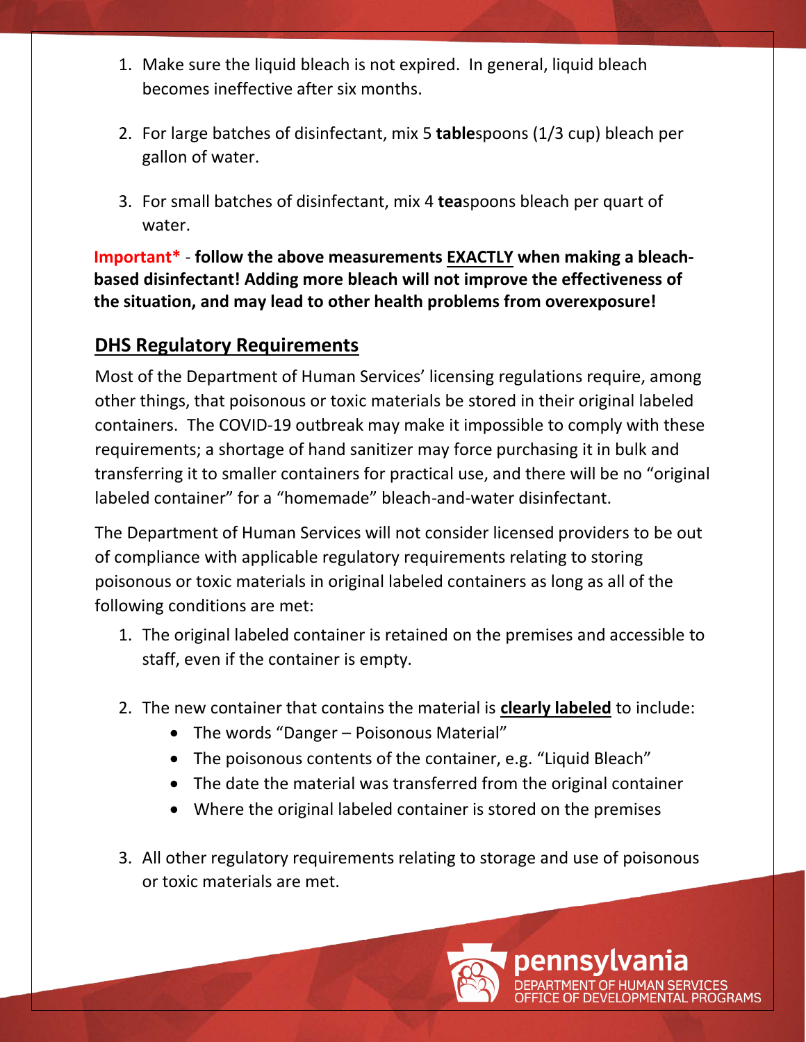1. Make sure the liquid bleach is not expired. In general, liquid bleach becomes ineffective after six months.

2. For large batches of disinfectant, mix 5 **table**spoons (1/3 cup) bleach per gallon of water.

3. For small batches of disinfectant, mix 4 **tea**spoons bleach per quart of water.

**Important*** - **follow the above measurements <u>EXACTLY</u> when making a bleach-based disinfectant! Adding more bleach will not improve the effectiveness of the situation, and may lead to other health problems from overexposure!**

## DHS Regulatory Requirements

Most of the Department of Human Services' licensing regulations require, among other things, that poisonous or toxic materials be stored in their original labeled containers. The COVID-19 outbreak may make it impossible to comply with these requirements; a shortage of hand sanitizer may force purchasing it in bulk and transferring it to smaller containers for practical use, and there will be no "original labeled container" for a "homemade" bleach-and-water disinfectant.

The Department of Human Services will not consider licensed providers to be out of compliance with applicable regulatory requirements relating to storing poisonous or toxic materials in original labeled containers as long as all of the following conditions are met:

1. The original labeled container is retained on the premises and accessible to staff, even if the container is empty.

2. The new container that contains the material is **<u>clearly labeled</u>** to include:
   - The words "Danger – Poisonous Material"
   - The poisonous contents of the container, e.g. "Liquid Bleach"
   - The date the material was transferred from the original container
   - Where the original labeled container is stored on the premises

3. All other regulatory requirements relating to storage and use of poisonous or toxic materials are met.

pennsylvania
DEPARTMENT OF HUMAN SERVICES
OFFICE OF DEVELOPMENTAL PROGRAMS